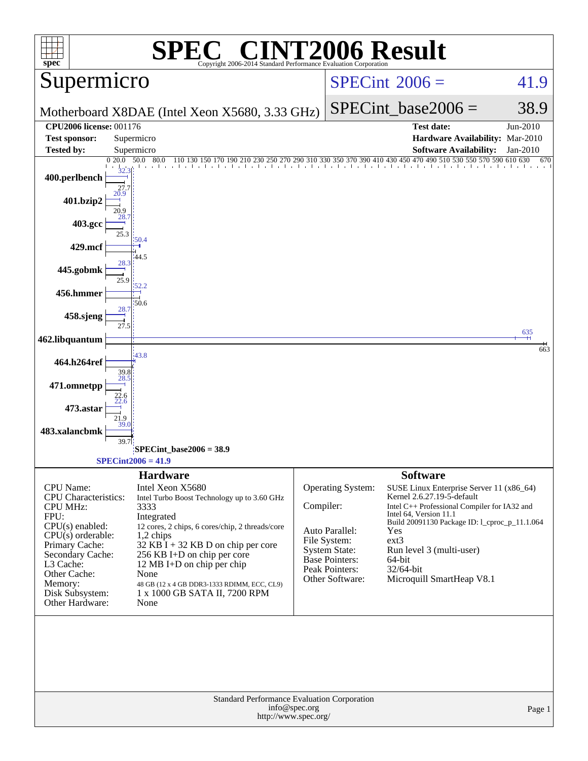# SPEC® CINT2006 Result

Copyright 2006-2014 Standard Performance Evaluation Corporation

## Supermicro

**Motherboard X8DAE (Intel Xeon X5680, 3.33 GHz)**

SPECint 2006 = 41.9

SPECint_base2006 = 38.9

| | | | |
|---|---|---|---|
| **CPU2006 license:** | 001176 | **Test date:** | Jun-2010 |
| **Test sponsor:** | Supermicro | **Hardware Availability:** | Mar-2010 |
| **Tested by:** | Supermicro | **Software Availability:** | Jan-2010 |

| Benchmark | Peak | Base |
|---|---|---|
| 400.perlbench | 32.3 | 27.7 |
| 401.bzip2 | 20.9 | 20.9 |
| 403.gcc | 28.7 | 25.3 |
| 429.mcf | 50.4 | 44.5 |
| 445.gobmk | 28.3 | 25.9 |
| 456.hmmer | 52.2 | 50.6 |
| 458.sjeng | 28.7 | 27.5 |
| 462.libquantum | 635 | 663 |
| 464.h264ref | 43.8 | 39.8 |
| 471.omnetpp | 28.5 | 22.6 |
| 473.astar | 22.6 | 21.9 |
| 483.xalancbmk | 39.0 | 39.7 |

SPECint_base2006 = 38.9

SPECint2006 = 41.9

## Hardware

| | |
|---|---|
| CPU Name: | Intel Xeon X5680 |
| CPU Characteristics: | Intel Turbo Boost Technology up to 3.60 GHz |
| CPU MHz: | 3333 |
| FPU: | Integrated |
| CPU(s) enabled: | 12 cores, 2 chips, 6 cores/chip, 2 threads/core |
| CPU(s) orderable: | 1,2 chips |
| Primary Cache: | 32 KB I + 32 KB D on chip per core |
| Secondary Cache: | 256 KB I+D on chip per core |
| L3 Cache: | 12 MB I+D on chip per chip |
| Other Cache: | None |
| Memory: | 48 GB (12 x 4 GB DDR3-1333 RDIMM, ECC, CL9) |
| Disk Subsystem: | 1 x 1000 GB SATA II, 7200 RPM |
| Other Hardware: | None |

## Software

| | |
|---|---|
| Operating System: | SUSE Linux Enterprise Server 11 (x86_64) Kernel 2.6.27.19-5-default |
| Compiler: | Intel C++ Professional Compiler for IA32 and Intel 64, Version 11.1 Build 20091130 Package ID: l_cproc_p_11.1.064 |
| Auto Parallel: | Yes |
| File System: | ext3 |
| System State: | Run level 3 (multi-user) |
| Base Pointers: | 64-bit |
| Peak Pointers: | 32/64-bit |
| Other Software: | Microquill SmartHeap V8.1 |

Standard Performance Evaluation Corporation
info@spec.org
http://www.spec.org/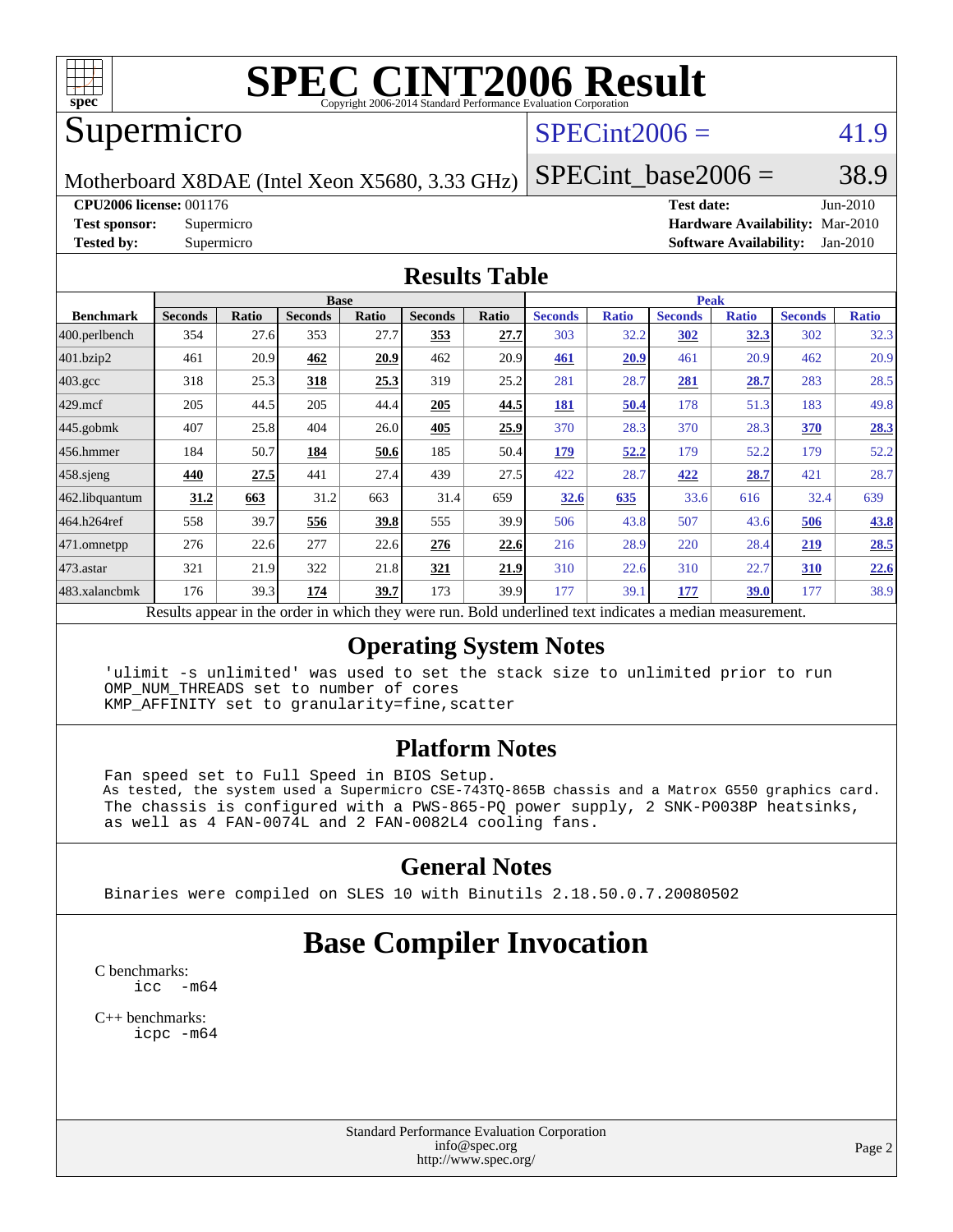# SPEC CINT2006 Result

Copyright 2006-2014 Standard Performance Evaluation Corporation

## Supermicro

Motherboard X8DAE (Intel Xeon X5680, 3.33 GHz)

SPECint2006 = 41.9

SPECint_base2006 = 38.9

**CPU2006 license:** 001176
**Test sponsor:** Supermicro
**Tested by:** Supermicro

**Test date:** Jun-2010
**Hardware Availability:** Mar-2010
**Software Availability:** Jan-2010

## Results Table

| Benchmark | Base | | | | | | Peak | | | | | |
|---|---|---|---|---|---|---|---|---|---|---|---|---|
| | Seconds | Ratio | Seconds | Ratio | Seconds | Ratio | Seconds | Ratio | Seconds | Ratio | Seconds | Ratio |
| 400.perlbench | 354 | 27.6 | 353 | 27.7 | **353** | **27.7** | 303 | 32.2 | **302** | **32.3** | 302 | 32.3 |
| 401.bzip2 | 461 | 20.9 | **462** | **20.9** | 462 | 20.9 | **461** | **20.9** | 461 | 20.9 | 462 | 20.9 |
| 403.gcc | 318 | 25.3 | **318** | **25.3** | 319 | 25.2 | 281 | 28.7 | **281** | **28.7** | 283 | 28.5 |
| 429.mcf | 205 | 44.5 | 205 | 44.4 | **205** | **44.5** | **181** | **50.4** | 178 | 51.3 | 183 | 49.8 |
| 445.gobmk | 407 | 25.8 | 404 | 26.0 | **405** | **25.9** | 370 | 28.3 | 370 | 28.3 | **370** | **28.3** |
| 456.hmmer | 184 | 50.7 | **184** | **50.6** | 185 | 50.4 | **179** | **52.2** | 179 | 52.2 | 179 | 52.2 |
| 458.sjeng | **440** | **27.5** | 441 | 27.4 | 439 | 27.5 | 422 | 28.7 | **422** | **28.7** | 421 | 28.7 |
| 462.libquantum | **31.2** | **663** | 31.2 | 663 | 31.4 | 659 | **32.6** | **635** | 33.6 | 616 | 32.4 | 639 |
| 464.h264ref | 558 | 39.7 | **556** | **39.8** | 555 | 39.9 | 506 | 43.8 | 507 | 43.6 | **506** | **43.8** |
| 471.omnetpp | 276 | 22.6 | 277 | 22.6 | **276** | **22.6** | 216 | 28.9 | 220 | 28.4 | **219** | **28.5** |
| 473.astar | 321 | 21.9 | 322 | 21.8 | **321** | **21.9** | 310 | 22.6 | 310 | 22.7 | **310** | **22.6** |
| 483.xalancbmk | 176 | 39.3 | **174** | **39.7** | 173 | 39.9 | 177 | 39.1 | **177** | **39.0** | 177 | 38.9 |

Results appear in the order in which they were run. Bold underlined text indicates a median measurement.

## Operating System Notes

```
'ulimit -s unlimited' was used to set the stack size to unlimited prior to run
OMP_NUM_THREADS set to number of cores
KMP_AFFINITY set to granularity=fine,scatter
```

## Platform Notes

```
Fan speed set to Full Speed in BIOS Setup.
As tested, the system used a Supermicro CSE-743TQ-865B chassis and a Matrox G550 graphics card.
The chassis is configured with a PWS-865-PQ power supply, 2 SNK-P0038P heatsinks,
as well as 4 FAN-0074L and 2 FAN-0082L4 cooling fans.
```

## General Notes

```
Binaries were compiled on SLES 10 with Binutils 2.18.50.0.7.20080502
```

# Base Compiler Invocation

C benchmarks:
```
icc  -m64
```

C++ benchmarks:
```
icpc -m64
```

Standard Performance Evaluation Corporation
info@spec.org
http://www.spec.org/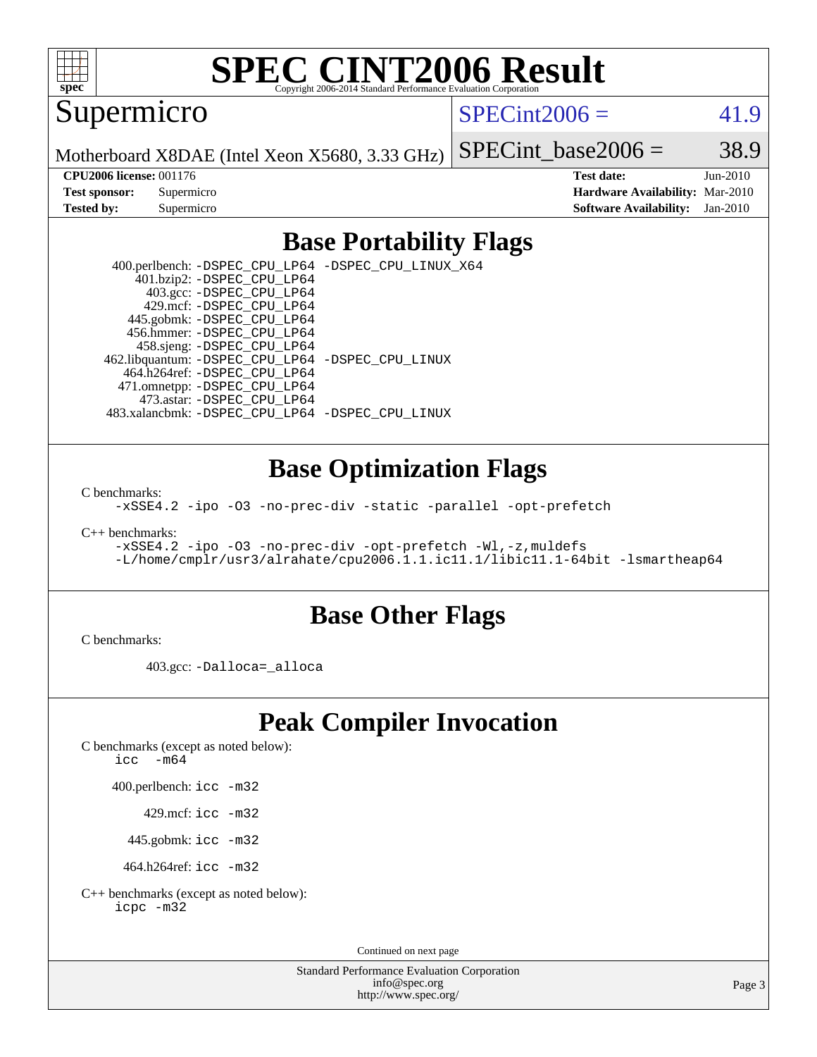# SPEC CINT2006 Result

## Supermicro

Motherboard X8DAE (Intel Xeon X5680, 3.33 GHz)

SPECint2006 = 41.9

SPECint_base2006 = 38.9

| | | | |
|---|---|---|---|
| **CPU2006 license:** 001176 | | **Test date:** | Jun-2010 |
| **Test sponsor:** | Supermicro | **Hardware Availability:** | Mar-2010 |
| **Tested by:** | Supermicro | **Software Availability:** | Jan-2010 |

## Base Portability Flags

400.perlbench: `-DSPEC_CPU_LP64 -DSPEC_CPU_LINUX_X64`
401.bzip2: `-DSPEC_CPU_LP64`
403.gcc: `-DSPEC_CPU_LP64`
429.mcf: `-DSPEC_CPU_LP64`
445.gobmk: `-DSPEC_CPU_LP64`
456.hmmer: `-DSPEC_CPU_LP64`
458.sjeng: `-DSPEC_CPU_LP64`
462.libquantum: `-DSPEC_CPU_LP64 -DSPEC_CPU_LINUX`
464.h264ref: `-DSPEC_CPU_LP64`
471.omnetpp: `-DSPEC_CPU_LP64`
473.astar: `-DSPEC_CPU_LP64`
483.xalancbmk: `-DSPEC_CPU_LP64 -DSPEC_CPU_LINUX`

## Base Optimization Flags

C benchmarks:

```
-xSSE4.2 -ipo -O3 -no-prec-div -static -parallel -opt-prefetch
```

C++ benchmarks:

```
-xSSE4.2 -ipo -O3 -no-prec-div -opt-prefetch -Wl,-z,muldefs
-L/home/cmplr/usr3/alrahate/cpu2006.1.1.ic11.1/libic11.1-64bit -lsmartheap64
```

## Base Other Flags

C benchmarks:

403.gcc: `-Dalloca=_alloca`

## Peak Compiler Invocation

C benchmarks (except as noted below):
`icc -m64`

400.perlbench: `icc -m32`

429.mcf: `icc -m32`

445.gobmk: `icc -m32`

464.h264ref: `icc -m32`

C++ benchmarks (except as noted below):
`icpc -m32`

Continued on next page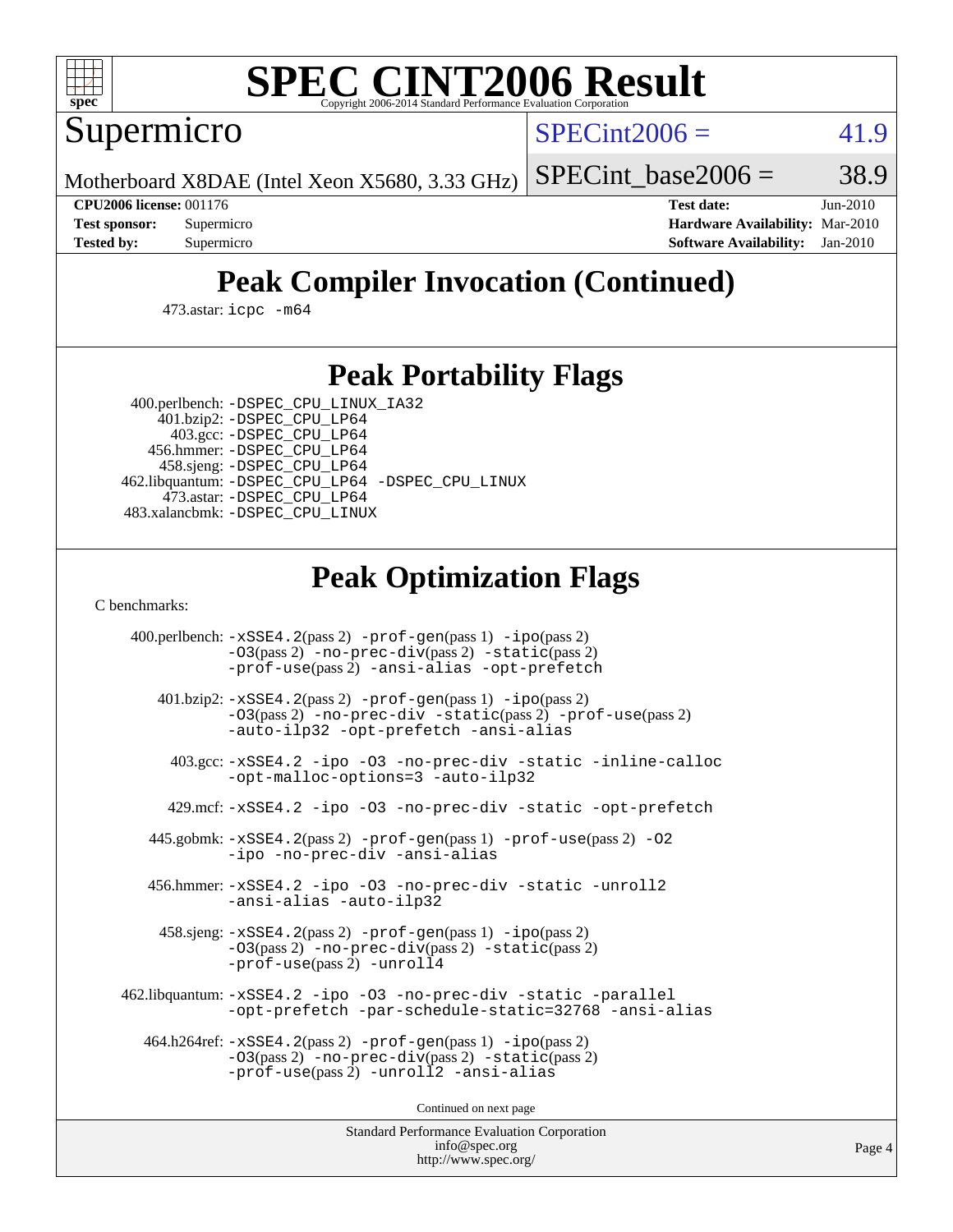# Peak Compiler Invocation (Continued)

473.astar: icpc -m64

# Peak Portability Flags

400.perlbench: -DSPEC_CPU_LINUX_IA32
401.bzip2: -DSPEC_CPU_LP64
403.gcc: -DSPEC_CPU_LP64
456.hmmer: -DSPEC_CPU_LP64
458.sjeng: -DSPEC_CPU_LP64
462.libquantum: -DSPEC_CPU_LP64 -DSPEC_CPU_LINUX
473.astar: -DSPEC_CPU_LP64
483.xalancbmk: -DSPEC_CPU_LINUX

# Peak Optimization Flags

C benchmarks:

400.perlbench: -xSSE4.2(pass 2) -prof-gen(pass 1) -ipo(pass 2) -O3(pass 2) -no-prec-div(pass 2) -static(pass 2) -prof-use(pass 2) -ansi-alias -opt-prefetch

401.bzip2: -xSSE4.2(pass 2) -prof-gen(pass 1) -ipo(pass 2) -O3(pass 2) -no-prec-div -static(pass 2) -prof-use(pass 2) -auto-ilp32 -opt-prefetch -ansi-alias

403.gcc: -xSSE4.2 -ipo -O3 -no-prec-div -static -inline-calloc -opt-malloc-options=3 -auto-ilp32

429.mcf: -xSSE4.2 -ipo -O3 -no-prec-div -static -opt-prefetch

445.gobmk: -xSSE4.2(pass 2) -prof-gen(pass 1) -prof-use(pass 2) -O2 -ipo -no-prec-div -ansi-alias

456.hmmer: -xSSE4.2 -ipo -O3 -no-prec-div -static -unroll2 -ansi-alias -auto-ilp32

458.sjeng: -xSSE4.2(pass 2) -prof-gen(pass 1) -ipo(pass 2) -O3(pass 2) -no-prec-div(pass 2) -static(pass 2) -prof-use(pass 2) -unroll4

462.libquantum: -xSSE4.2 -ipo -O3 -no-prec-div -static -parallel -opt-prefetch -par-schedule-static=32768 -ansi-alias

464.h264ref: -xSSE4.2(pass 2) -prof-gen(pass 1) -ipo(pass 2) -O3(pass 2) -no-prec-div(pass 2) -static(pass 2) -prof-use(pass 2) -unroll2 -ansi-alias

Continued on next page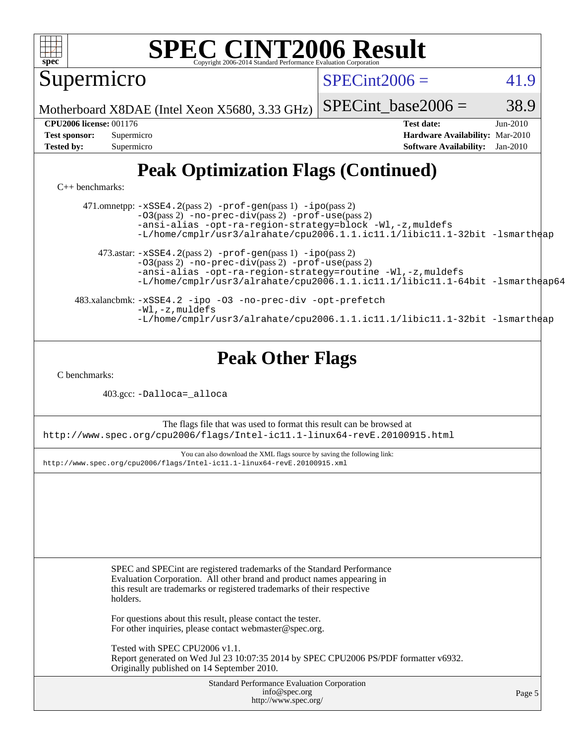# SPEC CINT2006 Result

Copyright 2006-2014 Standard Performance Evaluation Corporation

Supermicro

Motherboard X8DAE (Intel Xeon X5680, 3.33 GHz)

SPECint2006 = 41.9

SPECint_base2006 = 38.9

**CPU2006 license:** 001176
**Test sponsor:** Supermicro
**Tested by:** Supermicro

**Test date:** Jun-2010
**Hardware Availability:** Mar-2010
**Software Availability:** Jan-2010

## Peak Optimization Flags (Continued)

C++ benchmarks:

471.omnetpp: -xSSE4.2(pass 2) -prof-gen(pass 1) -ipo(pass 2) -O3(pass 2) -no-prec-div(pass 2) -prof-use(pass 2) -ansi-alias -opt-ra-region-strategy=block -Wl,-z,muldefs -L/home/cmplr/usr3/alrahate/cpu2006.1.1.ic11.1/libic11.1-32bit -lsmartheap

473.astar: -xSSE4.2(pass 2) -prof-gen(pass 1) -ipo(pass 2) -O3(pass 2) -no-prec-div(pass 2) -prof-use(pass 2) -ansi-alias -opt-ra-region-strategy=routine -Wl,-z,muldefs -L/home/cmplr/usr3/alrahate/cpu2006.1.1.ic11.1/libic11.1-64bit -lsmartheap64

483.xalancbmk: -xSSE4.2 -ipo -O3 -no-prec-div -opt-prefetch -Wl,-z,muldefs -L/home/cmplr/usr3/alrahate/cpu2006.1.1.ic11.1/libic11.1-32bit -lsmartheap

## Peak Other Flags

C benchmarks:

403.gcc: -Dalloca=_alloca

The flags file that was used to format this result can be browsed at
http://www.spec.org/cpu2006/flags/Intel-ic11.1-linux64-revE.20100915.html

You can also download the XML flags source by saving the following link:
http://www.spec.org/cpu2006/flags/Intel-ic11.1-linux64-revE.20100915.xml

SPEC and SPECint are registered trademarks of the Standard Performance Evaluation Corporation. All other brand and product names appearing in this result are trademarks or registered trademarks of their respective holders.

For questions about this result, please contact the tester.
For other inquiries, please contact webmaster@spec.org.

Tested with SPEC CPU2006 v1.1.
Report generated on Wed Jul 23 10:07:35 2014 by SPEC CPU2006 PS/PDF formatter v6932.
Originally published on 14 September 2010.